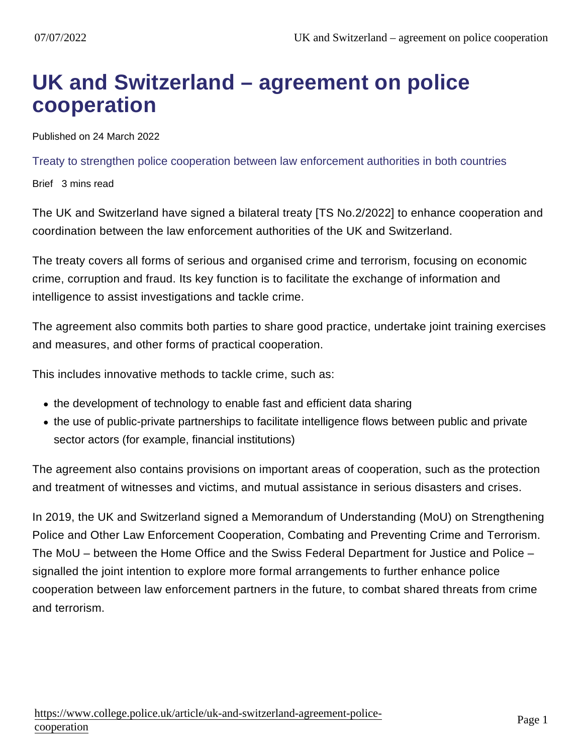# UK and Switzerland – agreement on police cooperation

Published on 24 March 2022

Treaty to strengthen police cooperation between law enforcement authorities in both countries

Brief 3 mins read

The UK and Switzerland have signed a bilateral treaty [TS No.2/2022] to enhance cooperation and coordination between the law enforcement authorities of the UK and Switzerland.

The treaty covers all forms of serious and organised crime and terrorism, focusing on economic crime, corruption and fraud. Its key function is to facilitate the exchange of information and intelligence to assist investigations and tackle crime.

The agreement also commits both parties to share good practice, undertake joint training exercises and measures, and other forms of practical cooperation.

This includes innovative methods to tackle crime, such as:

- the development of technology to enable fast and efficient data sharing
- the use of public-private partnerships to facilitate intelligence flows between public and private sector actors (for example, financial institutions)

The agreement also contains provisions on important areas of cooperation, such as the protection and treatment of witnesses and victims, and mutual assistance in serious disasters and crises.

In 2019, the UK and Switzerland signed a Memorandum of Understanding (MoU) on Strengthening Police and Other Law Enforcement Cooperation, Combating and Preventing Crime and Terrorism. The MoU – between the Home Office and the Swiss Federal Department for Justice and Police – signalled the joint intention to explore more formal arrangements to further enhance police cooperation between law enforcement partners in the future, to combat shared threats from crime and terrorism.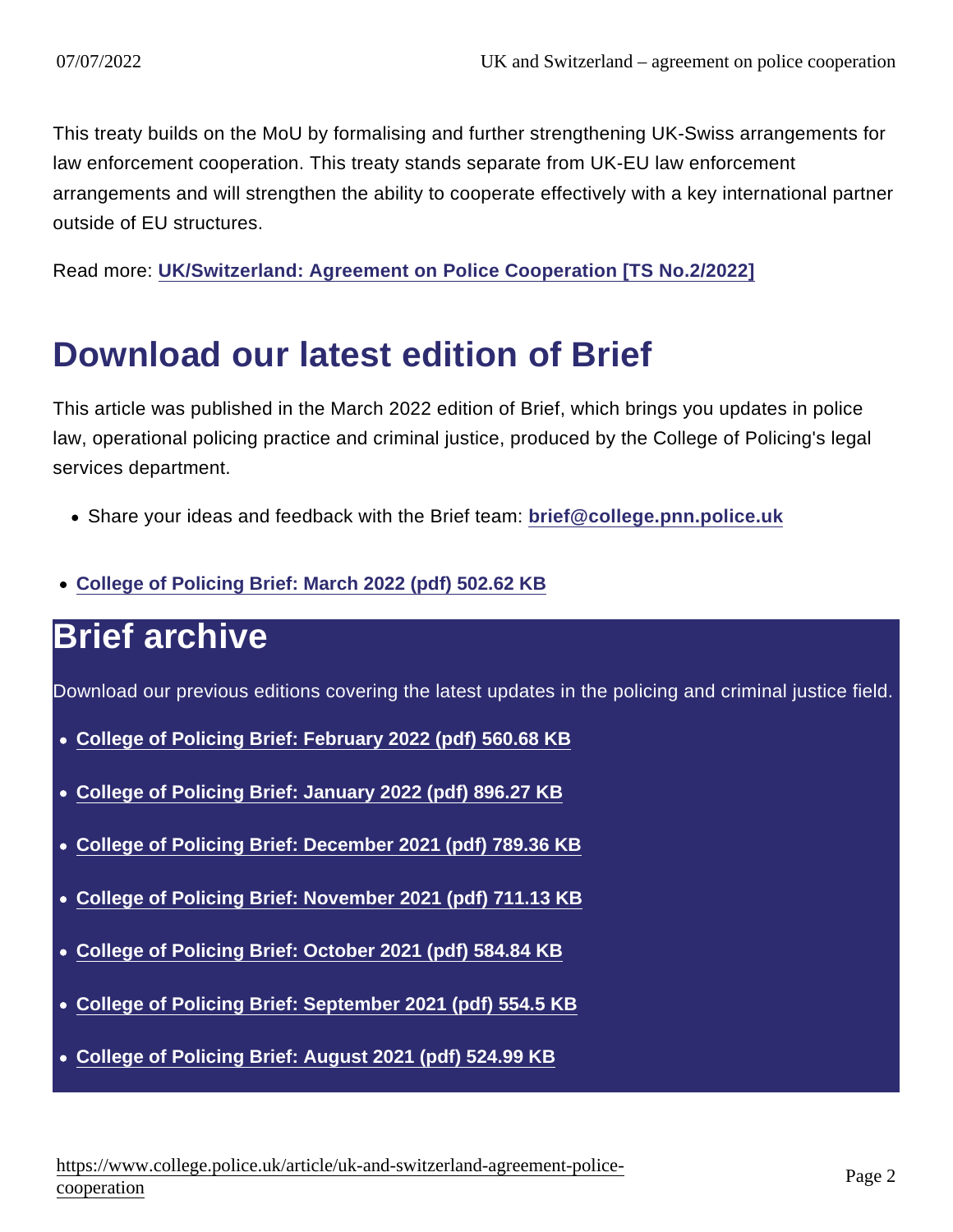This treaty builds on the MoU by formalising and further strengthening UK-Swiss arrangements for law enforcement cooperation. This treaty stands separate from UK-EU law enforcement arrangements and will strengthen the ability to cooperate effectively with a key international partner outside of EU structures.

Read more: UK/Switzerland: Agreement on Police Cooperation [TS No.2/2022]

## Download our latest edition of Brief

This article was published in the March 2022 edition of Brief, which brings you updates in police law, operational policing practice and criminal justice, produced by the College of Policing's legal services department.

- Share your ideas and feedback with the Brief team: brief@college.pnn.police.uk

- College of Policing Brief: March 2022 (pdf) 502.62 KB

## Brief archive

Download our previous editions covering the latest updates in the policing and criminal justice field.

- College of Policing Brief: February 2022 (pdf) 560.68 KB
- College of Policing Brief: January 2022 (pdf) 896.27 KB
- College of Policing Brief: December 2021 (pdf) 789.36 KB
- College of Policing Brief: November 2021 (pdf) 711.13 KB
- College of Policing Brief: October 2021 (pdf) 584.84 KB
- College of Policing Brief: September 2021 (pdf) 554.5 KB
- College of Policing Brief: August 2021 (pdf) 524.99 KB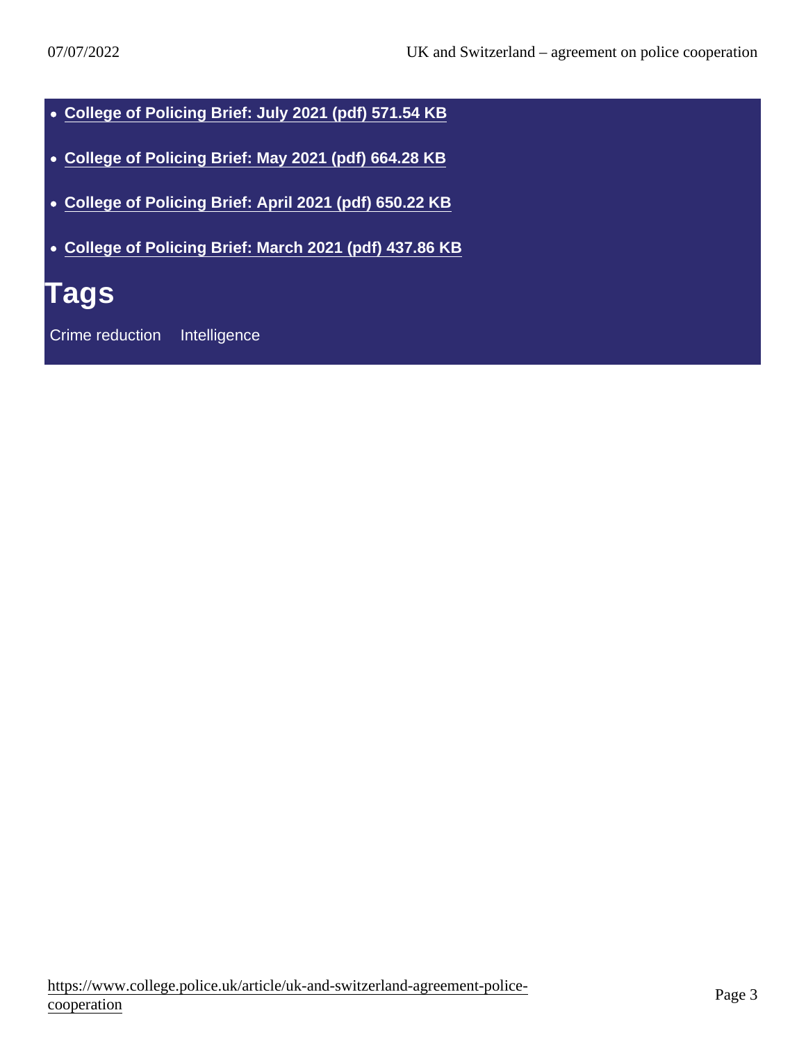- **College of Policing Brief: July 2021 (pdf) 571.54 KB**
- **College of Policing Brief: May 2021 (pdf) 664.28 KB**
- **College of Policing Brief: April 2021 (pdf) 650.22 KB**
- **College of Policing Brief: March 2021 (pdf) 437.86 KB**

## Tags

Crime reduction Intelligence